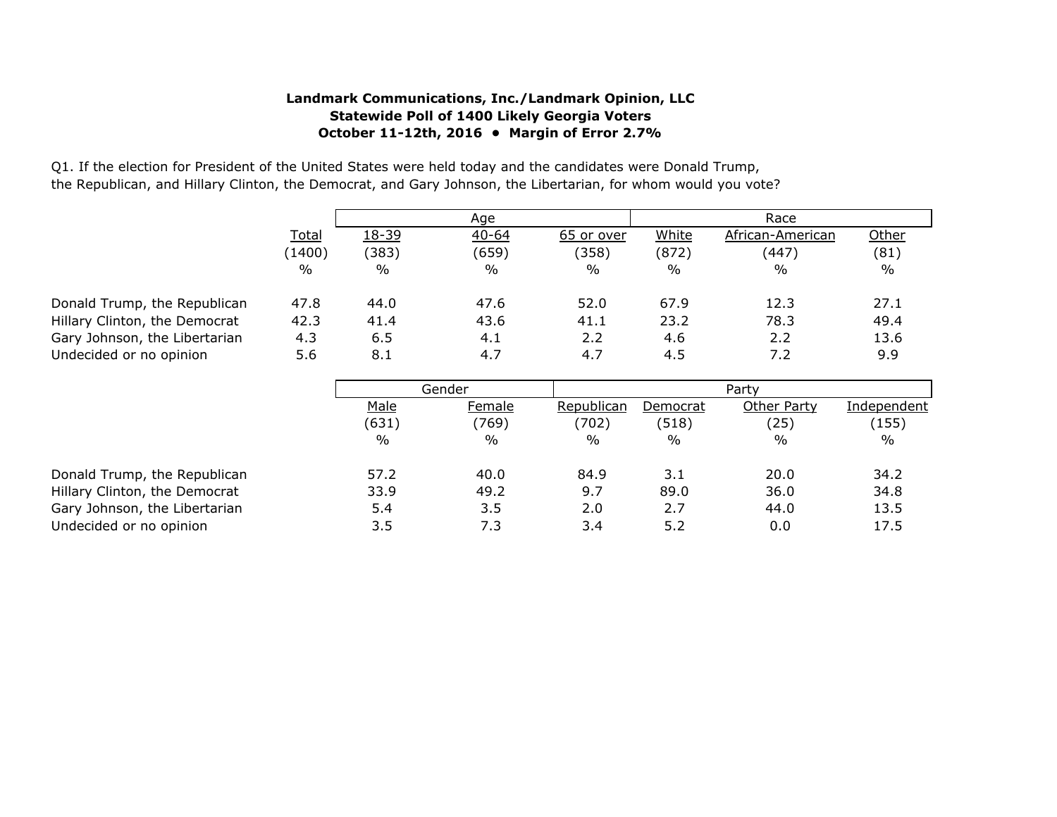**Landmark Communications, Inc./Landmark Opinion, LLC**
**Statewide Poll of 1400 Likely Georgia Voters**
**October 11-12th, 2016 • Margin of Error 2.7%**

Q1. If the election for President of the United States were held today and the candidates were Donald Trump, the Republican, and Hillary Clinton, the Democrat, and Gary Johnson, the Libertarian, for whom would you vote?

| | | Age | | | Race | | |
|---|---|---|---|---|---|---|---|
| | Total | 18-39 | 40-64 | 65 or over | White | African-American | Other |
| | (1400) | (383) | (659) | (358) | (872) | (447) | (81) |
| | % | % | % | % | % | % | % |
| Donald Trump, the Republican | 47.8 | 44.0 | 47.6 | 52.0 | 67.9 | 12.3 | 27.1 |
| Hillary Clinton, the Democrat | 42.3 | 41.4 | 43.6 | 41.1 | 23.2 | 78.3 | 49.4 |
| Gary Johnson, the Libertarian | 4.3 | 6.5 | 4.1 | 2.2 | 4.6 | 2.2 | 13.6 |
| Undecided or no opinion | 5.6 | 8.1 | 4.7 | 4.7 | 4.5 | 7.2 | 9.9 |

| | Gender | | Party | | | |
|---|---|---|---|---|---|---|
| | Male | Female | Republican | Democrat | Other Party | Independent |
| | (631) | (769) | (702) | (518) | (25) | (155) |
| | % | % | % | % | % | % |
| Donald Trump, the Republican | 57.2 | 40.0 | 84.9 | 3.1 | 20.0 | 34.2 |
| Hillary Clinton, the Democrat | 33.9 | 49.2 | 9.7 | 89.0 | 36.0 | 34.8 |
| Gary Johnson, the Libertarian | 5.4 | 3.5 | 2.0 | 2.7 | 44.0 | 13.5 |
| Undecided or no opinion | 3.5 | 7.3 | 3.4 | 5.2 | 0.0 | 17.5 |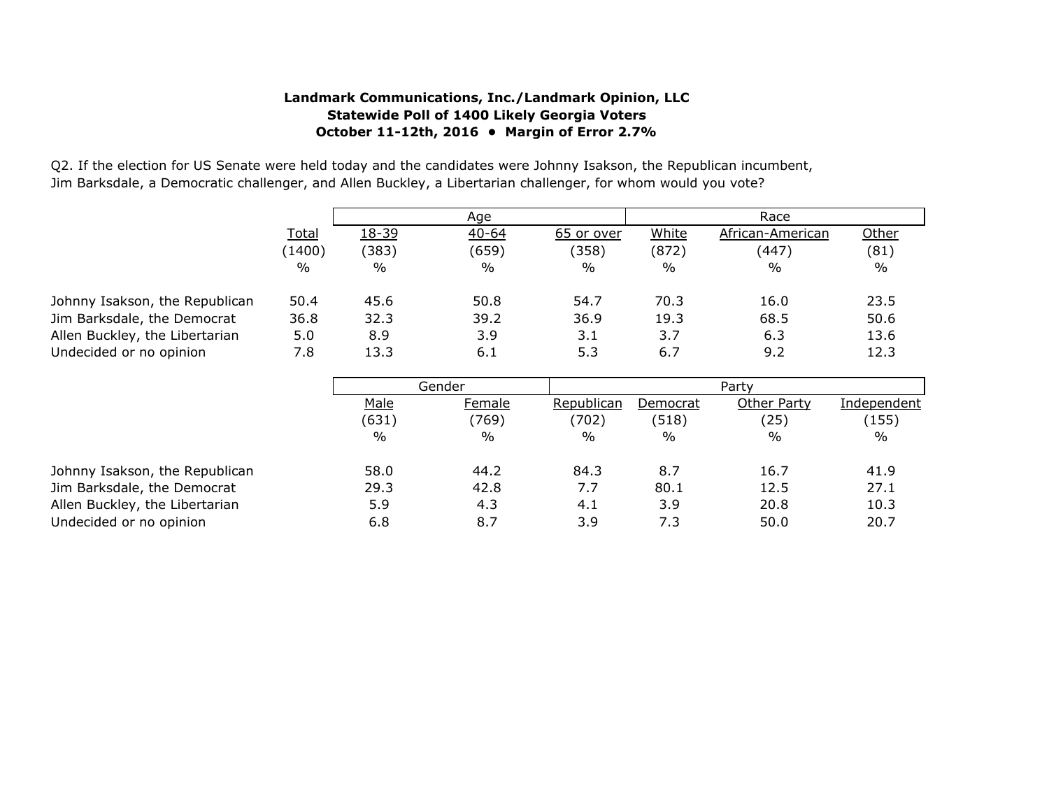**Landmark Communications, Inc./Landmark Opinion, LLC**
**Statewide Poll of 1400 Likely Georgia Voters**
**October 11-12th, 2016 • Margin of Error 2.7%**

Q2. If the election for US Senate were held today and the candidates were Johnny Isakson, the Republican incumbent, Jim Barksdale, a Democratic challenger, and Allen Buckley, a Libertarian challenger, for whom would you vote?

| | | Age | | | Race | | |
|---|---|---|---|---|---|---|---|
| | Total | 18-39 | 40-64 | 65 or over | White | African-American | Other |
| | (1400) | (383) | (659) | (358) | (872) | (447) | (81) |
| | % | % | % | % | % | % | % |
| Johnny Isakson, the Republican | 50.4 | 45.6 | 50.8 | 54.7 | 70.3 | 16.0 | 23.5 |
| Jim Barksdale, the Democrat | 36.8 | 32.3 | 39.2 | 36.9 | 19.3 | 68.5 | 50.6 |
| Allen Buckley, the Libertarian | 5.0 | 8.9 | 3.9 | 3.1 | 3.7 | 6.3 | 13.6 |
| Undecided or no opinion | 7.8 | 13.3 | 6.1 | 5.3 | 6.7 | 9.2 | 12.3 |

| | Gender | | Party | | | |
|---|---|---|---|---|---|---|
| | Male | Female | Republican | Democrat | Other Party | Independent |
| | (631) | (769) | (702) | (518) | (25) | (155) |
| | % | % | % | % | % | % |
| Johnny Isakson, the Republican | 58.0 | 44.2 | 84.3 | 8.7 | 16.7 | 41.9 |
| Jim Barksdale, the Democrat | 29.3 | 42.8 | 7.7 | 80.1 | 12.5 | 27.1 |
| Allen Buckley, the Libertarian | 5.9 | 4.3 | 4.1 | 3.9 | 20.8 | 10.3 |
| Undecided or no opinion | 6.8 | 8.7 | 3.9 | 7.3 | 50.0 | 20.7 |